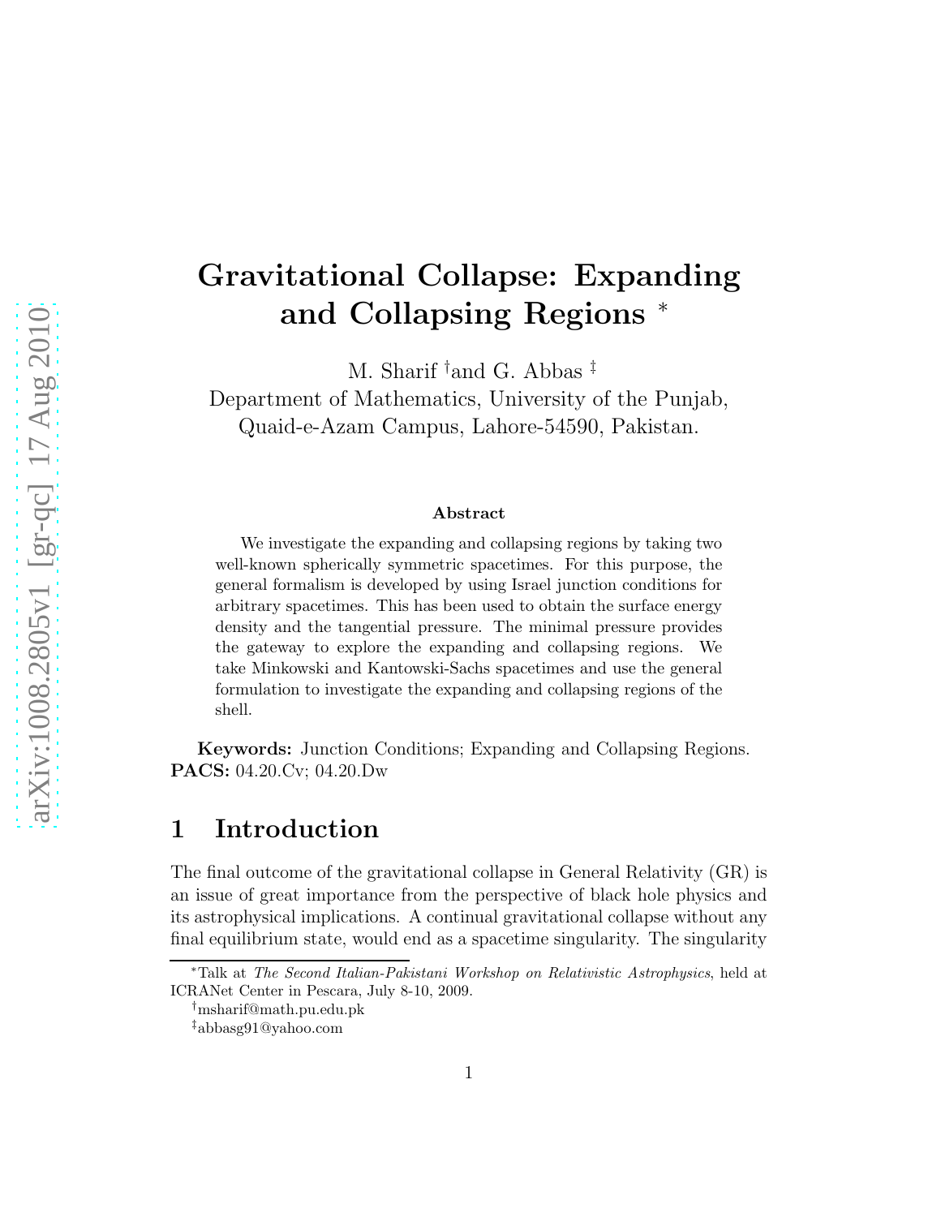# Gravitational Collapse: Expanding and Collapsing Regions [*]

M. Sharif [†] and G. Abbas [‡]

Department of Mathematics, University of the Punjab, Quaid-e-Azam Campus, Lahore-54590, Pakistan.

### Abstract

We investigate the expanding and collapsing regions by taking two well-known spherically symmetric spacetimes. For this purpose, the general formalism is developed by using Israel junction conditions for arbitrary spacetimes. This has been used to obtain the surface energy density and the tangential pressure. The minimal pressure provides the gateway to explore the expanding and collapsing regions. We take Minkowski and Kantowski-Sachs spacetimes and use the general formulation to investigate the expanding and collapsing regions of the shell.

**Keywords:** Junction Conditions; Expanding and Collapsing Regions.
**PACS:** 04.20.Cv; 04.20.Dw

## 1 Introduction

The final outcome of the gravitational collapse in General Relativity (GR) is an issue of great importance from the perspective of black hole physics and its astrophysical implications. A continual gravitational collapse without any final equilibrium state, would end as a spacetime singularity. The singularity

[*] Talk at *The Second Italian-Pakistani Workshop on Relativistic Astrophysics*, held at ICRANet Center in Pescara, July 8-10, 2009.

[†] msharif@math.pu.edu.pk

[‡] abbasg91@yahoo.com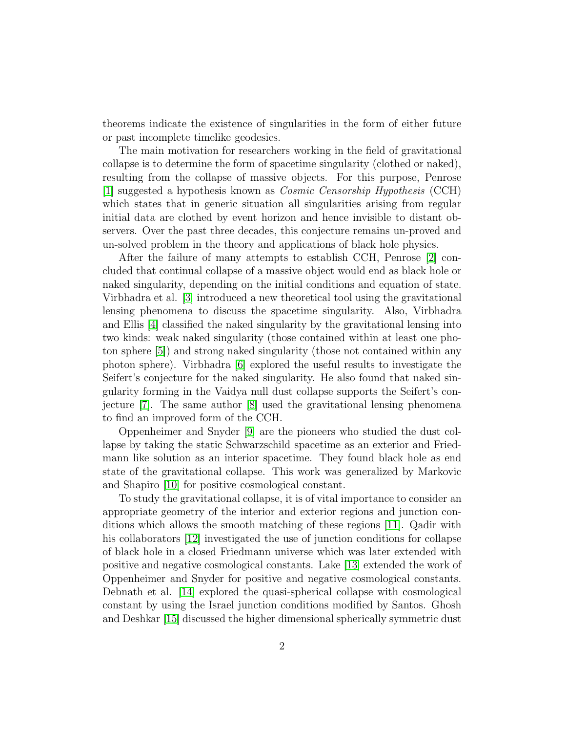theorems indicate the existence of singularities in the form of either future or past incomplete timelike geodesics.

The main motivation for researchers working in the field of gravitational collapse is to determine the form of spacetime singularity (clothed or naked), resulting from the collapse of massive objects. For this purpose, Penrose [1] suggested a hypothesis known as *Cosmic Censorship Hypothesis* (CCH) which states that in generic situation all singularities arising from regular initial data are clothed by event horizon and hence invisible to distant observers. Over the past three decades, this conjecture remains un-proved and un-solved problem in the theory and applications of black hole physics.

After the failure of many attempts to establish CCH, Penrose [2] concluded that continual collapse of a massive object would end as black hole or naked singularity, depending on the initial conditions and equation of state. Virbhadra et al. [3] introduced a new theoretical tool using the gravitational lensing phenomena to discuss the spacetime singularity. Also, Virbhadra and Ellis [4] classified the naked singularity by the gravitational lensing into two kinds: weak naked singularity (those contained within at least one photon sphere [5]) and strong naked singularity (those not contained within any photon sphere). Virbhadra [6] explored the useful results to investigate the Seifert's conjecture for the naked singularity. He also found that naked singularity forming in the Vaidya null dust collapse supports the Seifert's conjecture [7]. The same author [8] used the gravitational lensing phenomena to find an improved form of the CCH.

Oppenheimer and Snyder [9] are the pioneers who studied the dust collapse by taking the static Schwarzschild spacetime as an exterior and Friedmann like solution as an interior spacetime. They found black hole as end state of the gravitational collapse. This work was generalized by Markovic and Shapiro [10] for positive cosmological constant.

To study the gravitational collapse, it is of vital importance to consider an appropriate geometry of the interior and exterior regions and junction conditions which allows the smooth matching of these regions [11]. Qadir with his collaborators [12] investigated the use of junction conditions for collapse of black hole in a closed Friedmann universe which was later extended with positive and negative cosmological constants. Lake [13] extended the work of Oppenheimer and Snyder for positive and negative cosmological constants. Debnath et al. [14] explored the quasi-spherical collapse with cosmological constant by using the Israel junction conditions modified by Santos. Ghosh and Deshkar [15] discussed the higher dimensional spherically symmetric dust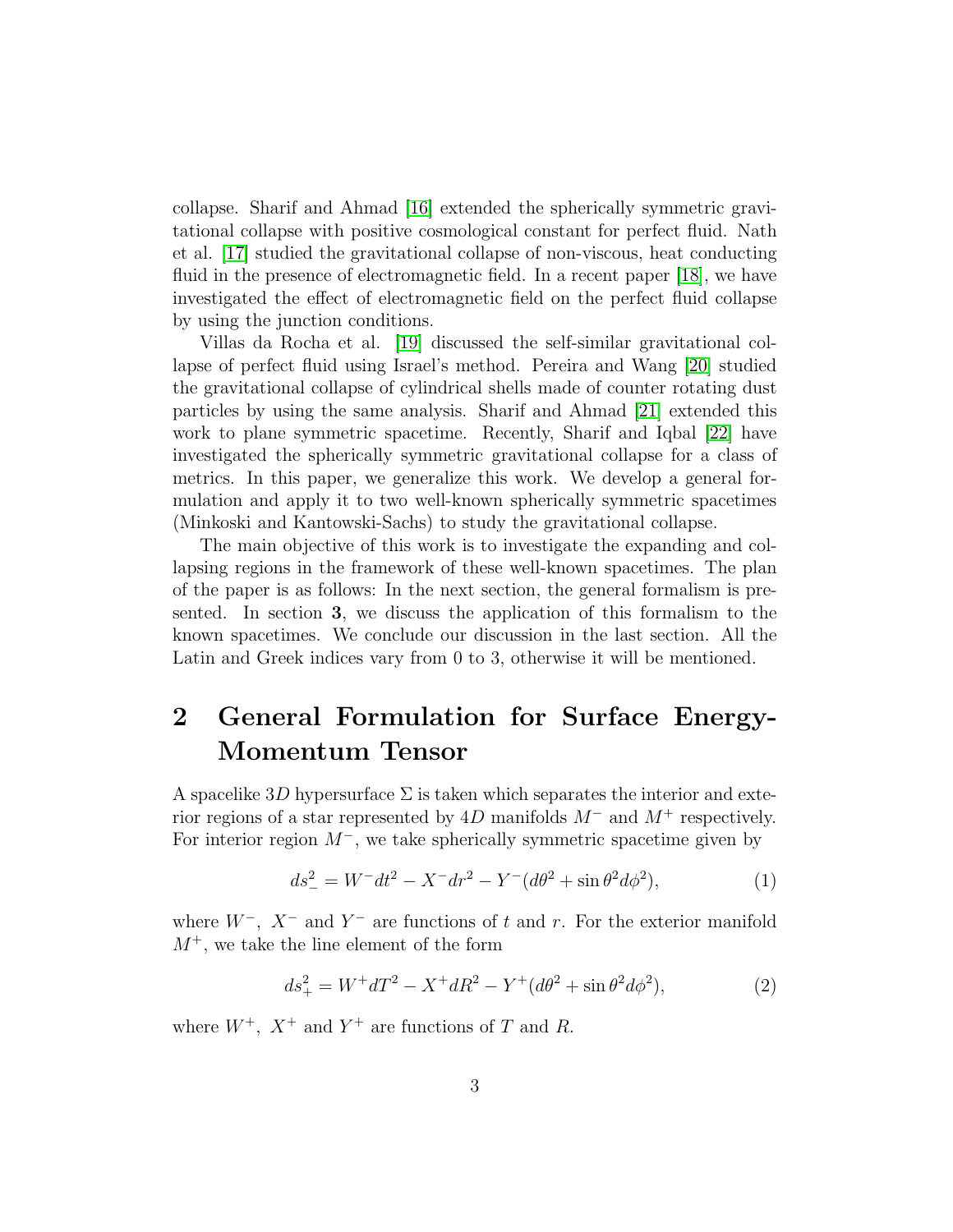collapse. Sharif and Ahmad [16] extended the spherically symmetric gravitational collapse with positive cosmological constant for perfect fluid. Nath et al. [17] studied the gravitational collapse of non-viscous, heat conducting fluid in the presence of electromagnetic field. In a recent paper [18], we have investigated the effect of electromagnetic field on the perfect fluid collapse by using the junction conditions.

Villas da Rocha et al. [19] discussed the self-similar gravitational collapse of perfect fluid using Israel's method. Pereira and Wang [20] studied the gravitational collapse of cylindrical shells made of counter rotating dust particles by using the same analysis. Sharif and Ahmad [21] extended this work to plane symmetric spacetime. Recently, Sharif and Iqbal [22] have investigated the spherically symmetric gravitational collapse for a class of metrics. In this paper, we generalize this work. We develop a general formulation and apply it to two well-known spherically symmetric spacetimes (Minkoski and Kantowski-Sachs) to study the gravitational collapse.

The main objective of this work is to investigate the expanding and collapsing regions in the framework of these well-known spacetimes. The plan of the paper is as follows: In the next section, the general formalism is presented. In section **3**, we discuss the application of this formalism to the known spacetimes. We conclude our discussion in the last section. All the Latin and Greek indices vary from 0 to 3, otherwise it will be mentioned.

## 2 General Formulation for Surface Energy-Momentum Tensor

A spacelike $3D$ hypersurface $\Sigma$ is taken which separates the interior and exterior regions of a star represented by $4D$ manifolds $M^-$ and $M^+$ respectively. For interior region $M^-$, we take spherically symmetric spacetime given by

$$ds_-^2 = W^- dt^2 - X^- dr^2 - Y^-(d\theta^2 + \sin\theta^2 d\phi^2), \tag{1}$$

where $W^-$, $X^-$ and $Y^-$ are functions of $t$ and $r$. For the exterior manifold $M^+$, we take the line element of the form

$$ds_+^2 = W^+ dT^2 - X^+ dR^2 - Y^+(d\theta^2 + \sin\theta^2 d\phi^2), \tag{2}$$

where $W^+$, $X^+$ and $Y^+$ are functions of $T$ and $R$.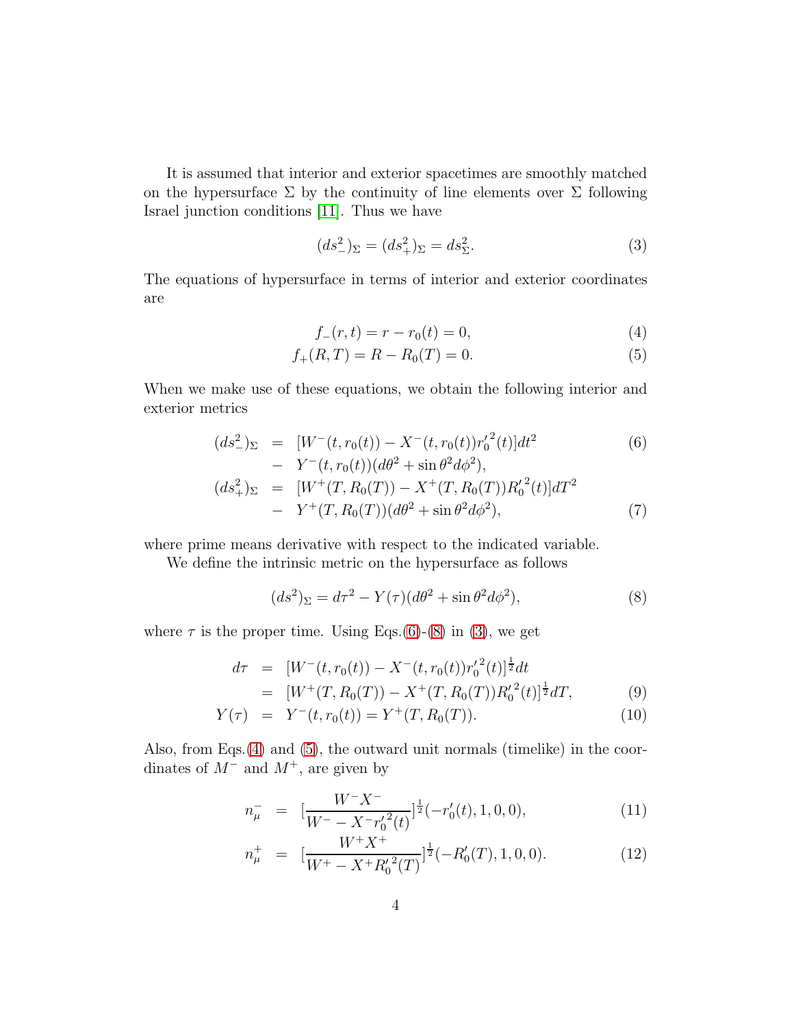It is assumed that interior and exterior spacetimes are smoothly matched on the hypersurface $\Sigma$ by the continuity of line elements over $\Sigma$ following Israel junction conditions [11]. Thus we have

$$(ds_-^2)_\Sigma = (ds_+^2)_\Sigma = ds_\Sigma^2. \tag{3}$$

The equations of hypersurface in terms of interior and exterior coordinates are

$$f_-(r,t) = r - r_0(t) = 0, \tag{4}$$
$$f_+(R,T) = R - R_0(T) = 0. \tag{5}$$

When we make use of these equations, we obtain the following interior and exterior metrics

$$\begin{aligned}(ds_-^2)_\Sigma &= [W^-(t,r_0(t)) - X^-(t,r_0(t)){r_0'}^2(t)]dt^2 \\ &- Y^-(t,r_0(t))(d\theta^2 + \sin\theta^2 d\phi^2),\end{aligned} \tag{6}$$

$$\begin{aligned}(ds_+^2)_\Sigma &= [W^+(T,R_0(T)) - X^+(T,R_0(T)){R_0'}^2(t)]dT^2 \\ &- Y^+(T,R_0(T))(d\theta^2 + \sin\theta^2 d\phi^2),\end{aligned} \tag{7}$$

where prime means derivative with respect to the indicated variable.

We define the intrinsic metric on the hypersurface as follows

$$(ds^2)_\Sigma = d\tau^2 - Y(\tau)(d\theta^2 + \sin\theta^2 d\phi^2), \tag{8}$$

where $\tau$ is the proper time. Using Eqs.(6)-(8) in (3), we get

$$\begin{aligned}d\tau &= [W^-(t,r_0(t)) - X^-(t,r_0(t)){r_0'}^2(t)]^{\frac{1}{2}}dt \\ &= [W^+(T,R_0(T)) - X^+(T,R_0(T)){R_0'}^2(t)]^{\frac{1}{2}}dT,\end{aligned} \tag{9}$$

$$Y(\tau) = Y^-(t,r_0(t)) = Y^+(T,R_0(T)). \tag{10}$$

Also, from Eqs.(4) and (5), the outward unit normals (timelike) in the coordinates of $M^-$ and $M^+$, are given by

$$n_\mu^- = [\frac{W^-X^-}{W^- - X^-{r_0'}^2(t)}]^{\frac{1}{2}}(-r_0'(t),1,0,0), \tag{11}$$

$$n_\mu^+ = [\frac{W^+X^+}{W^+ - X^+{R_0'}^2(T)}]^{\frac{1}{2}}(-R_0'(T),1,0,0). \tag{12}$$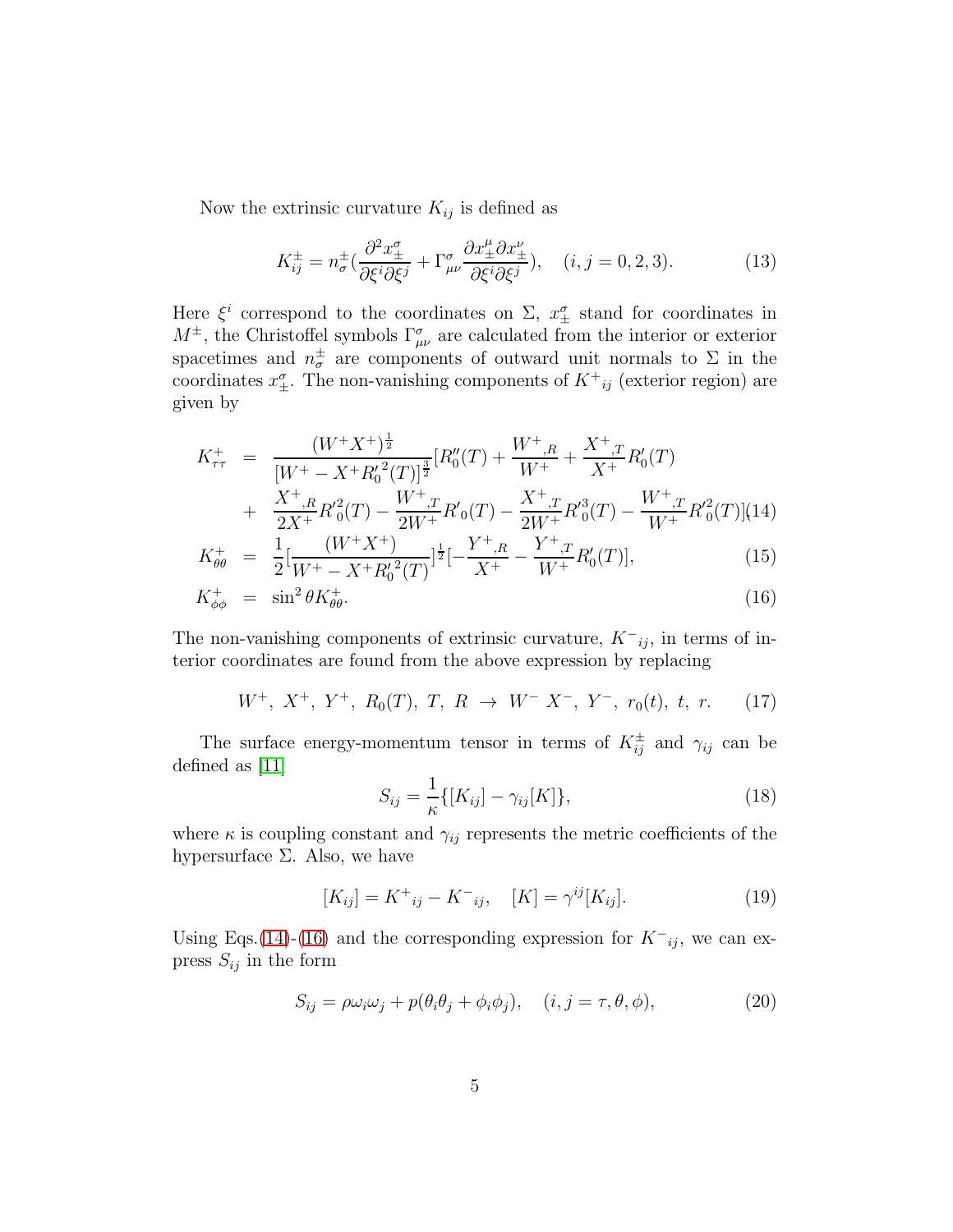Now the extrinsic curvature $K_{ij}$ is defined as

$$K^{\pm}_{ij} = n^{\pm}_{\sigma}(\frac{\partial^2 x^{\sigma}_{\pm}}{\partial\xi^i\partial\xi^j} + \Gamma^{\sigma}_{\mu\nu}\frac{\partial x^{\mu}_{\pm}\partial x^{\nu}_{\pm}}{\partial\xi^i\partial\xi^j}), \quad (i,j = 0,2,3). \tag{13}$$

Here $\xi^i$ correspond to the coordinates on $\Sigma$, $x^{\sigma}_{\pm}$ stand for coordinates in $M^{\pm}$, the Christoffel symbols $\Gamma^{\sigma}_{\mu\nu}$ are calculated from the interior or exterior spacetimes and $n^{\pm}_{\sigma}$ are components of outward unit normals to $\Sigma$ in the coordinates $x^{\sigma}_{\pm}$. The non-vanishing components of $K^{+}{}_{ij}$ (exterior region) are given by

$$\begin{aligned}
K^{+}_{\tau\tau} &= \frac{(W^+X^+)^{\frac{1}{2}}}{[W^+ - X^+ {R'_0}^2(T)]^{\frac{3}{2}}}[R''_0(T) + \frac{W^+{}_{,R}}{W^+} + \frac{X^+{}_{,T}}{X^+}R'_0(T) \\
&+ \frac{X^+{}_{,R}}{2X^+}{R'}^2_0(T) - \frac{W^+{}_{,T}}{2W^+}{R'}_0(T) - \frac{X^+{}_{,T}}{2W^+}{R'}^3_0(T) - \frac{W^+{}_{,T}}{W^+}{R'}^2_0(T)] \qquad (14) \\
K^{+}_{\theta\theta} &= \frac{1}{2}[\frac{(W^+X^+)}{W^+ - X^+{R'_0}^2(T)}]^{\frac{1}{2}}[-\frac{Y^+{}_{,R}}{X^+} - \frac{Y^+{}_{,T}}{W^+}R'_0(T)], \qquad (15) \\
K^{+}_{\phi\phi} &= \sin^2\theta K^{+}_{\theta\theta}. \qquad (16)
\end{aligned}$$

The non-vanishing components of extrinsic curvature, $K^{-}{}_{ij}$, in terms of interior coordinates are found from the above expression by replacing

$$W^+,\ X^+,\ Y^+,\ R_0(T),\ T,\ R\ \rightarrow\ W^-\ X^-,\ Y^-,\ r_0(t),\ t,\ r. \tag{17}$$

The surface energy-momentum tensor in terms of $K^{\pm}_{ij}$ and $\gamma_{ij}$ can be defined as [11]

$$S_{ij} = \frac{1}{\kappa}\{[K_{ij}] - \gamma_{ij}[K]\}, \tag{18}$$

where $\kappa$ is coupling constant and $\gamma_{ij}$ represents the metric coefficients of the hypersurface $\Sigma$. Also, we have

$$[K_{ij}] = K^{+}{}_{ij} - K^{-}{}_{ij}, \quad [K] = \gamma^{ij}[K_{ij}]. \tag{19}$$

Using Eqs.(14)-(16) and the corresponding expression for $K^{-}{}_{ij}$, we can express $S_{ij}$ in the form

$$S_{ij} = \rho\omega_i\omega_j + p(\theta_i\theta_j + \phi_i\phi_j), \quad (i,j = \tau,\theta,\phi), \tag{20}$$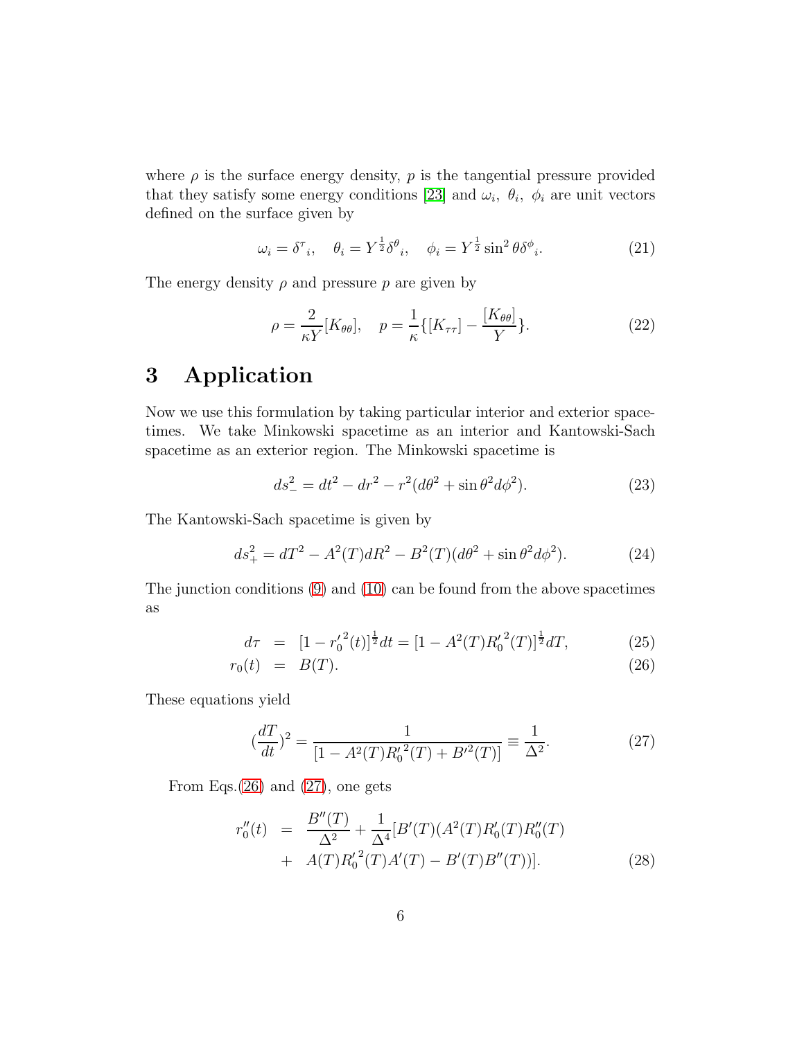where $\rho$ is the surface energy density, $p$ is the tangential pressure provided that they satisfy some energy conditions [23] and $\omega_i,\ \theta_i,\ \phi_i$ are unit vectors defined on the surface given by

$$\omega_i = \delta^{\tau}{}_i, \quad \theta_i = Y^{\frac{1}{2}}\delta^{\theta}{}_i, \quad \phi_i = Y^{\frac{1}{2}}\sin^2\theta\delta^{\phi}{}_i. \tag{21}$$

The energy density $\rho$ and pressure $p$ are given by

$$\rho = \frac{2}{\kappa Y}[K_{\theta\theta}], \quad p = \frac{1}{\kappa}\{[K_{\tau\tau}] - \frac{[K_{\theta\theta}]}{Y}\}. \tag{22}$$

# 3 Application

Now we use this formulation by taking particular interior and exterior spacetimes. We take Minkowski spacetime as an interior and Kantowski-Sach spacetime as an exterior region. The Minkowski spacetime is

$$ds_-^2 = dt^2 - dr^2 - r^2(d\theta^2 + \sin\theta^2 d\phi^2). \tag{23}$$

The Kantowski-Sach spacetime is given by

$$ds_+^2 = dT^2 - A^2(T)dR^2 - B^2(T)(d\theta^2 + \sin\theta^2 d\phi^2). \tag{24}$$

The junction conditions (9) and (10) can be found from the above spacetimes as

$$\begin{aligned} d\tau &= [1 - {r_0'}^2(t)]^{\frac{1}{2}}dt = [1 - A^2(T){R_0'}^2(T)]^{\frac{1}{2}}dT, &(25)\\ r_0(t) &= B(T). &(26)\end{aligned}$$

These equations yield

$$(\frac{dT}{dt})^2 = \frac{1}{[1 - A^2(T){R_0'}^2(T) + B'^2(T)]} \equiv \frac{1}{\Delta^2}. \tag{27}$$

From Eqs.(26) and (27), one gets

$$\begin{aligned} r_0''(t) &= \frac{B''(T)}{\Delta^2} + \frac{1}{\Delta^4}[B'(T)(A^2(T)R_0'(T)R_0''(T)\\ &+ A(T){R_0'}^2(T)A'(T) - B'(T)B''(T))]. &(28)\end{aligned}$$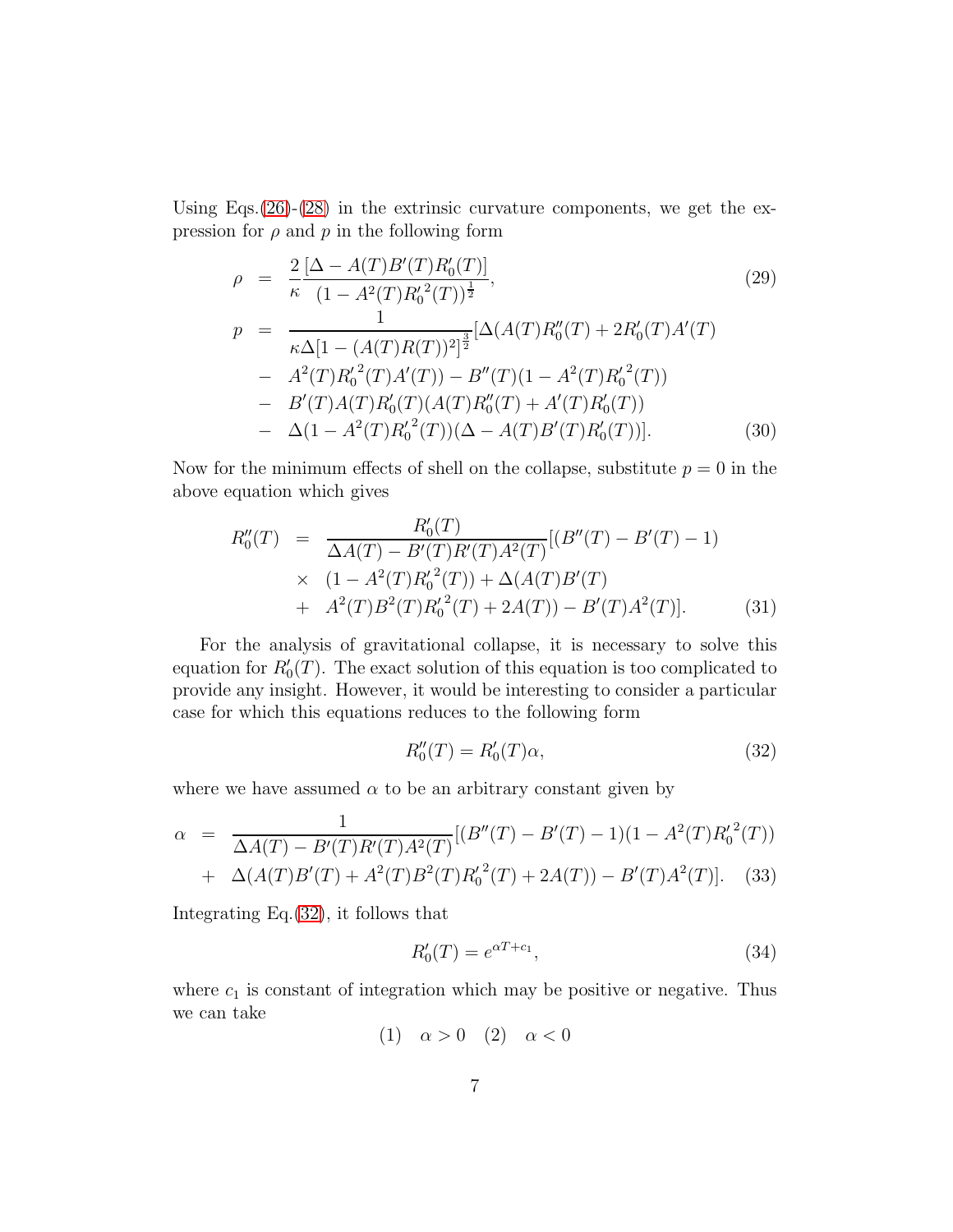Using Eqs.(26)-(28) in the extrinsic curvature components, we get the expression for $\rho$ and $p$ in the following form

$$
\begin{aligned}
\rho &= \frac{2}{\kappa}\frac{[\Delta - A(T)B'(T)R_0'(T)]}{(1-A^2(T)R_0'^2(T))^{\frac{1}{2}}}, & (29)\\
p &= \frac{1}{\kappa\Delta[1-(A(T)R(T))^2]^{\frac{3}{2}}}[\Delta(A(T)R_0''(T) + 2R_0'(T)A'(T) \\
&- A^2(T)R_0'^2(T)A'(T)) - B''(T)(1-A^2(T)R_0'^2(T)) \\
&- B'(T)A(T)R_0'(T)(A(T)R_0''(T) + A'(T)R_0'(T)) \\
&- \Delta(1-A^2(T)R_0'^2(T))(\Delta - A(T)B'(T)R_0'(T))]. & (30)
\end{aligned}
$$

Now for the minimum effects of shell on the collapse, substitute $p = 0$ in the above equation which gives

$$
\begin{aligned}
R_0''(T) &= \frac{R_0'(T)}{\Delta A(T) - B'(T)R'(T)A^2(T)}[(B''(T) - B'(T) - 1) \\
&\times (1 - A^2(T)R_0'^2(T)) + \Delta(A(T)B'(T) \\
&+ A^2(T)B^2(T)R_0'^2(T) + 2A(T)) - B'(T)A^2(T)]. \qquad (31)
\end{aligned}
$$

For the analysis of gravitational collapse, it is necessary to solve this equation for $R_0'(T)$. The exact solution of this equation is too complicated to provide any insight. However, it would be interesting to consider a particular case for which this equations reduces to the following form

$$
R_0''(T) = R_0'(T)\alpha, \qquad (32)
$$

where we have assumed $\alpha$ to be an arbitrary constant given by

$$
\begin{aligned}
\alpha &= \frac{1}{\Delta A(T) - B'(T)R'(T)A^2(T)}[(B''(T) - B'(T) - 1)(1 - A^2(T)R_0'^2(T)) \\
&+ \Delta(A(T)B'(T) + A^2(T)B^2(T)R_0'^2(T) + 2A(T)) - B'(T)A^2(T)]. \qquad (33)
\end{aligned}
$$

Integrating Eq.(32), it follows that

$$
R_0'(T) = e^{\alpha T + c_1}, \qquad (34)
$$

where $c_1$ is constant of integration which may be positive or negative. Thus we can take

$$
(1) \quad \alpha > 0 \quad (2) \quad \alpha < 0
$$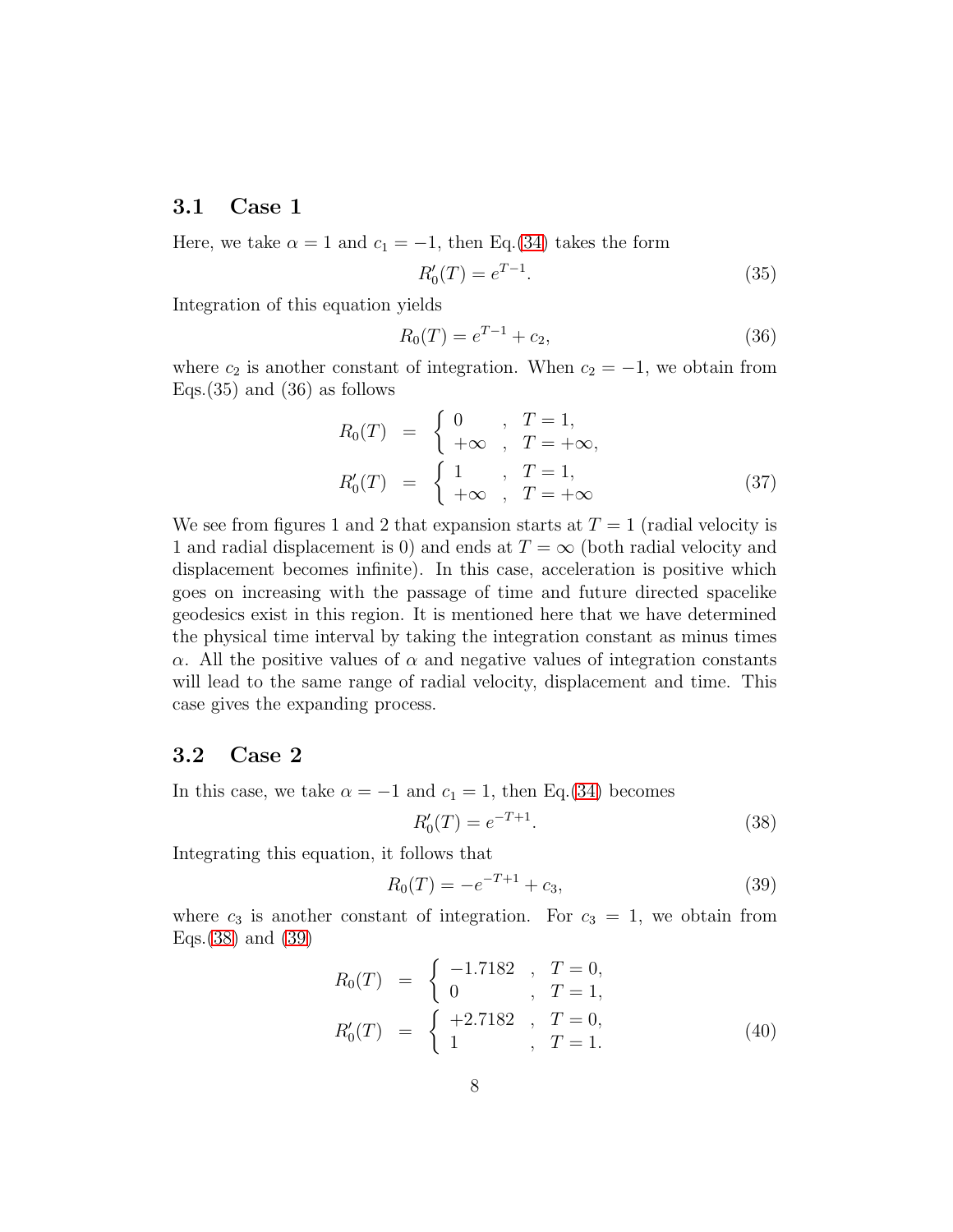### 3.1 Case 1

Here, we take $\alpha = 1$ and $c_1 = -1$, then Eq.(34) takes the form

$$R_0'(T) = e^{T-1}. \tag{35}$$

Integration of this equation yields

$$R_0(T) = e^{T-1} + c_2, \tag{36}$$

where $c_2$ is another constant of integration. When $c_2 = -1$, we obtain from Eqs.(35) and (36) as follows

$$\begin{aligned}
R_0(T) &= \begin{cases} 0 & , \quad T = 1, \\ +\infty & , \quad T = +\infty, \end{cases} \\
R_0'(T) &= \begin{cases} 1 & , \quad T = 1, \\ +\infty & , \quad T = +\infty \end{cases}
\end{aligned} \tag{37}$$

We see from figures 1 and 2 that expansion starts at $T = 1$ (radial velocity is 1 and radial displacement is 0) and ends at $T = \infty$ (both radial velocity and displacement becomes infinite). In this case, acceleration is positive which goes on increasing with the passage of time and future directed spacelike geodesics exist in this region. It is mentioned here that we have determined the physical time interval by taking the integration constant as minus times $\alpha$. All the positive values of $\alpha$ and negative values of integration constants will lead to the same range of radial velocity, displacement and time. This case gives the expanding process.

### 3.2 Case 2

In this case, we take $\alpha = -1$ and $c_1 = 1$, then Eq.(34) becomes

$$R_0'(T) = e^{-T+1}. \tag{38}$$

Integrating this equation, it follows that

$$R_0(T) = -e^{-T+1} + c_3, \tag{39}$$

where $c_3$ is another constant of integration. For $c_3 = 1$, we obtain from Eqs.(38) and (39)

$$\begin{aligned}
R_0(T) &= \begin{cases} -1.7182 & , \quad T = 0, \\ 0 & , \quad T = 1, \end{cases} \\
R_0'(T) &= \begin{cases} +2.7182 & , \quad T = 0, \\ 1 & , \quad T = 1. \end{cases}
\end{aligned} \tag{40}$$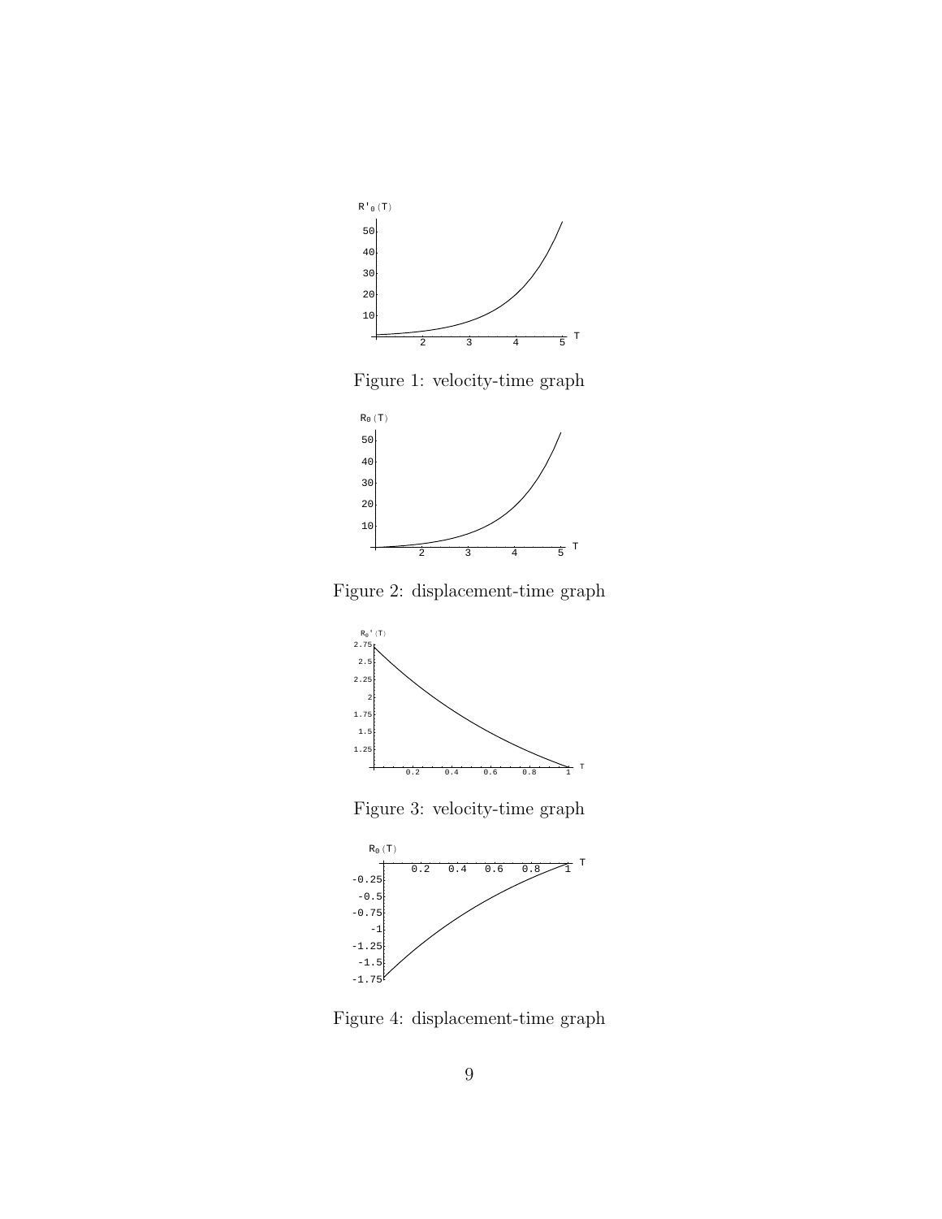Figure 1: velocity-time graph

Figure 2: displacement-time graph

Figure 3: velocity-time graph

Figure 4: displacement-time graph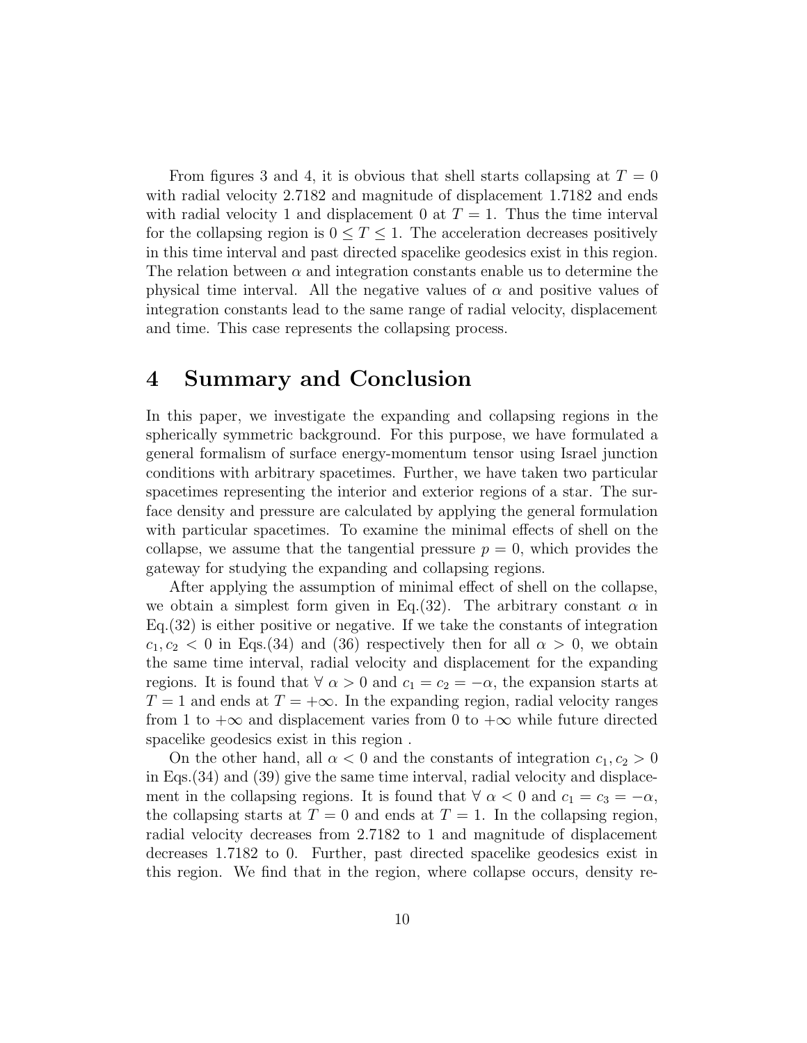From figures 3 and 4, it is obvious that shell starts collapsing at $T = 0$ with radial velocity 2.7182 and magnitude of displacement 1.7182 and ends with radial velocity 1 and displacement 0 at $T = 1$. Thus the time interval for the collapsing region is $0 \leq T \leq 1$. The acceleration decreases positively in this time interval and past directed spacelike geodesics exist in this region. The relation between $\alpha$ and integration constants enable us to determine the physical time interval. All the negative values of $\alpha$ and positive values of integration constants lead to the same range of radial velocity, displacement and time. This case represents the collapsing process.

# 4 Summary and Conclusion

In this paper, we investigate the expanding and collapsing regions in the spherically symmetric background. For this purpose, we have formulated a general formalism of surface energy-momentum tensor using Israel junction conditions with arbitrary spacetimes. Further, we have taken two particular spacetimes representing the interior and exterior regions of a star. The surface density and pressure are calculated by applying the general formulation with particular spacetimes. To examine the minimal effects of shell on the collapse, we assume that the tangential pressure $p = 0$, which provides the gateway for studying the expanding and collapsing regions.

After applying the assumption of minimal effect of shell on the collapse, we obtain a simplest form given in Eq.(32). The arbitrary constant $\alpha$ in Eq.(32) is either positive or negative. If we take the constants of integration $c_1, c_2 < 0$ in Eqs.(34) and (36) respectively then for all $\alpha > 0$, we obtain the same time interval, radial velocity and displacement for the expanding regions. It is found that $\forall\ \alpha > 0$ and $c_1 = c_2 = -\alpha$, the expansion starts at $T = 1$ and ends at $T = +\infty$. In the expanding region, radial velocity ranges from 1 to $+\infty$ and displacement varies from 0 to $+\infty$ while future directed spacelike geodesics exist in this region .

On the other hand, all $\alpha < 0$ and the constants of integration $c_1, c_2 > 0$ in Eqs.(34) and (39) give the same time interval, radial velocity and displacement in the collapsing regions. It is found that $\forall\ \alpha < 0$ and $c_1 = c_3 = -\alpha$, the collapsing starts at $T = 0$ and ends at $T = 1$. In the collapsing region, radial velocity decreases from 2.7182 to 1 and magnitude of displacement decreases 1.7182 to 0. Further, past directed spacelike geodesics exist in this region. We find that in the region, where collapse occurs, density re-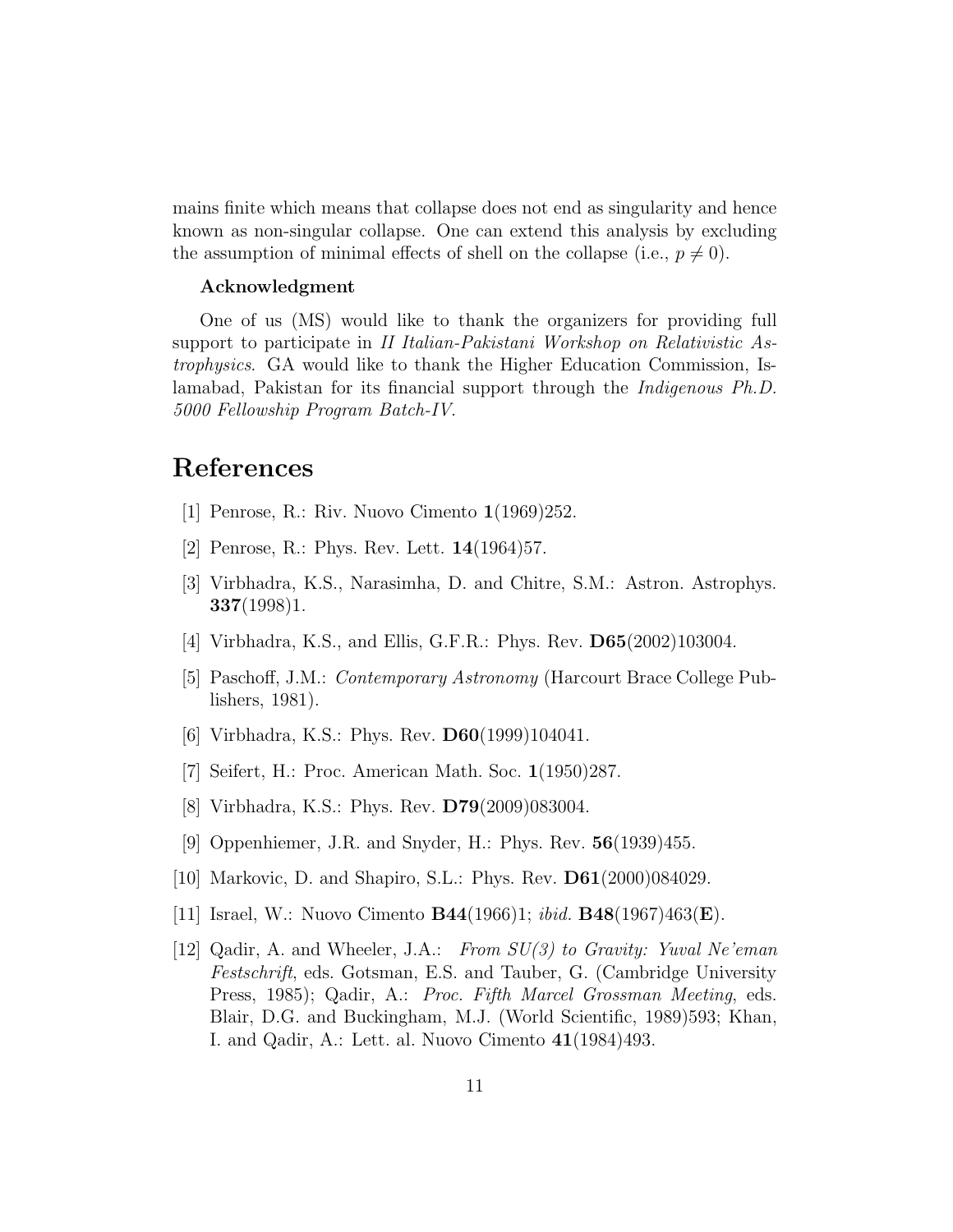mains finite which means that collapse does not end as singularity and hence known as non-singular collapse. One can extend this analysis by excluding the assumption of minimal effects of shell on the collapse (i.e., $p \neq 0$).

**Acknowledgment**

One of us (MS) would like to thank the organizers for providing full support to participate in *II Italian-Pakistani Workshop on Relativistic Astrophysics*. GA would like to thank the Higher Education Commission, Islamabad, Pakistan for its financial support through the *Indigenous Ph.D. 5000 Fellowship Program Batch-IV*.

# References

[1] Penrose, R.: Riv. Nuovo Cimento **1**(1969)252.

[2] Penrose, R.: Phys. Rev. Lett. **14**(1964)57.

[3] Virbhadra, K.S., Narasimha, D. and Chitre, S.M.: Astron. Astrophys. **337**(1998)1.

[4] Virbhadra, K.S., and Ellis, G.F.R.: Phys. Rev. **D65**(2002)103004.

[5] Paschoff, J.M.: *Contemporary Astronomy* (Harcourt Brace College Publishers, 1981).

[6] Virbhadra, K.S.: Phys. Rev. **D60**(1999)104041.

[7] Seifert, H.: Proc. American Math. Soc. **1**(1950)287.

[8] Virbhadra, K.S.: Phys. Rev. **D79**(2009)083004.

[9] Oppenhiemer, J.R. and Snyder, H.: Phys. Rev. **56**(1939)455.

[10] Markovic, D. and Shapiro, S.L.: Phys. Rev. **D61**(2000)084029.

[11] Israel, W.: Nuovo Cimento **B44**(1966)1; *ibid.* **B48**(1967)463(**E**).

[12] Qadir, A. and Wheeler, J.A.: *From SU(3) to Gravity: Yuval Ne'eman Festschrift*, eds. Gotsman, E.S. and Tauber, G. (Cambridge University Press, 1985); Qadir, A.: *Proc. Fifth Marcel Grossman Meeting*, eds. Blair, D.G. and Buckingham, M.J. (World Scientific, 1989)593; Khan, I. and Qadir, A.: Lett. al. Nuovo Cimento **41**(1984)493.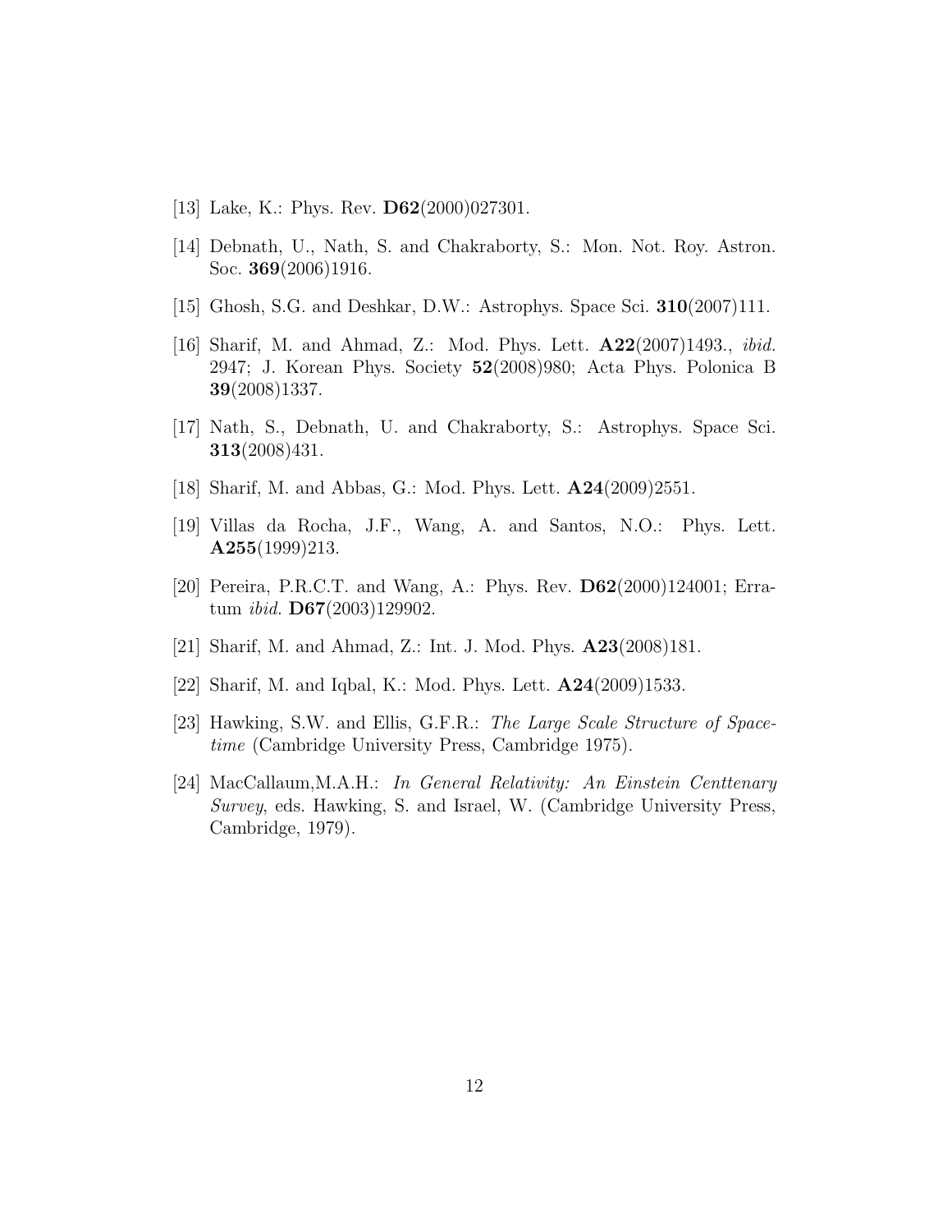[13] Lake, K.: Phys. Rev. **D62**(2000)027301.

[14] Debnath, U., Nath, S. and Chakraborty, S.: Mon. Not. Roy. Astron. Soc. **369**(2006)1916.

[15] Ghosh, S.G. and Deshkar, D.W.: Astrophys. Space Sci. **310**(2007)111.

[16] Sharif, M. and Ahmad, Z.: Mod. Phys. Lett. **A22**(2007)1493., *ibid.* 2947; J. Korean Phys. Society **52**(2008)980; Acta Phys. Polonica B **39**(2008)1337.

[17] Nath, S., Debnath, U. and Chakraborty, S.: Astrophys. Space Sci. **313**(2008)431.

[18] Sharif, M. and Abbas, G.: Mod. Phys. Lett. **A24**(2009)2551.

[19] Villas da Rocha, J.F., Wang, A. and Santos, N.O.: Phys. Lett. **A255**(1999)213.

[20] Pereira, P.R.C.T. and Wang, A.: Phys. Rev. **D62**(2000)124001; Erratum *ibid.* **D67**(2003)129902.

[21] Sharif, M. and Ahmad, Z.: Int. J. Mod. Phys. **A23**(2008)181.

[22] Sharif, M. and Iqbal, K.: Mod. Phys. Lett. **A24**(2009)1533.

[23] Hawking, S.W. and Ellis, G.F.R.: *The Large Scale Structure of Spacetime* (Cambridge University Press, Cambridge 1975).

[24] MacCallaum,M.A.H.: *In General Relativity: An Einstein Centtenary Survey*, eds. Hawking, S. and Israel, W. (Cambridge University Press, Cambridge, 1979).